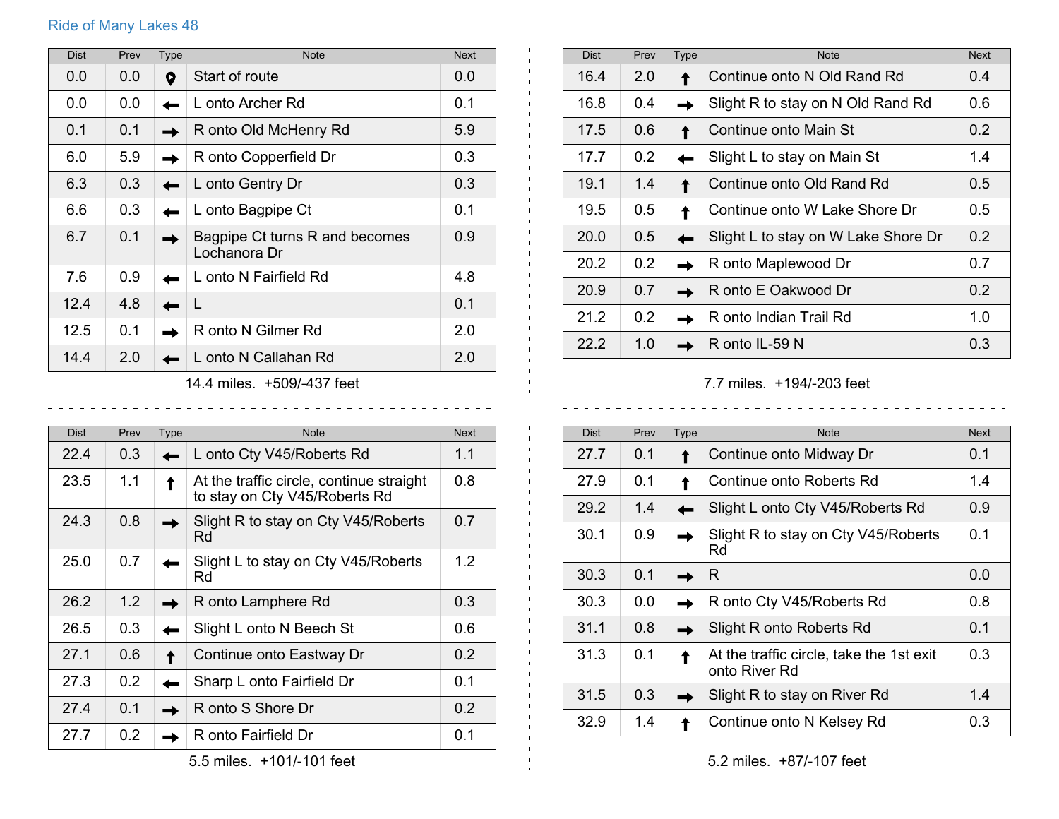# Ride of Many Lakes 48

| Dist | Prev | Type | Note | Next |
|---|---|---|---|---|
| 0.0 | 0.0 | 📍 | Start of route | 0.0 |
| 0.0 | 0.0 | ← | L onto Archer Rd | 0.1 |
| 0.1 | 0.1 | → | R onto Old McHenry Rd | 5.9 |
| 6.0 | 5.9 | → | R onto Copperfield Dr | 0.3 |
| 6.3 | 0.3 | ← | L onto Gentry Dr | 0.3 |
| 6.6 | 0.3 | ← | L onto Bagpipe Ct | 0.1 |
| 6.7 | 0.1 | → | Bagpipe Ct turns R and becomes Lochanora Dr | 0.9 |
| 7.6 | 0.9 | ← | L onto N Fairfield Rd | 4.8 |
| 12.4 | 4.8 | ← | L | 0.1 |
| 12.5 | 0.1 | → | R onto N Gilmer Rd | 2.0 |
| 14.4 | 2.0 | ← | L onto N Callahan Rd | 2.0 |

14.4 miles. +509/-437 feet

| Dist | Prev | Type | Note | Next |
|---|---|---|---|---|
| 16.4 | 2.0 | ↑ | Continue onto N Old Rand Rd | 0.4 |
| 16.8 | 0.4 | → | Slight R to stay on N Old Rand Rd | 0.6 |
| 17.5 | 0.6 | ↑ | Continue onto Main St | 0.2 |
| 17.7 | 0.2 | ← | Slight L to stay on Main St | 1.4 |
| 19.1 | 1.4 | ↑ | Continue onto Old Rand Rd | 0.5 |
| 19.5 | 0.5 | ↑ | Continue onto W Lake Shore Dr | 0.5 |
| 20.0 | 0.5 | ← | Slight L to stay on W Lake Shore Dr | 0.2 |
| 20.2 | 0.2 | → | R onto Maplewood Dr | 0.7 |
| 20.9 | 0.7 | → | R onto E Oakwood Dr | 0.2 |
| 21.2 | 0.2 | → | R onto Indian Trail Rd | 1.0 |
| 22.2 | 1.0 | → | R onto IL-59 N | 0.3 |

7.7 miles. +194/-203 feet

| Dist | Prev | Type | Note | Next |
|---|---|---|---|---|
| 22.4 | 0.3 | ← | L onto Cty V45/Roberts Rd | 1.1 |
| 23.5 | 1.1 | ↑ | At the traffic circle, continue straight to stay on Cty V45/Roberts Rd | 0.8 |
| 24.3 | 0.8 | → | Slight R to stay on Cty V45/Roberts Rd | 0.7 |
| 25.0 | 0.7 | ← | Slight L to stay on Cty V45/Roberts Rd | 1.2 |
| 26.2 | 1.2 | → | R onto Lamphere Rd | 0.3 |
| 26.5 | 0.3 | ← | Slight L onto N Beech St | 0.6 |
| 27.1 | 0.6 | ↑ | Continue onto Eastway Dr | 0.2 |
| 27.3 | 0.2 | ← | Sharp L onto Fairfield Dr | 0.1 |
| 27.4 | 0.1 | → | R onto S Shore Dr | 0.2 |
| 27.7 | 0.2 | → | R onto Fairfield Dr | 0.1 |

5.5 miles. +101/-101 feet

| Dist | Prev | Type | Note | Next |
|---|---|---|---|---|
| 27.7 | 0.1 | ↑ | Continue onto Midway Dr | 0.1 |
| 27.9 | 0.1 | ↑ | Continue onto Roberts Rd | 1.4 |
| 29.2 | 1.4 | ← | Slight L onto Cty V45/Roberts Rd | 0.9 |
| 30.1 | 0.9 | → | Slight R to stay on Cty V45/Roberts Rd | 0.1 |
| 30.3 | 0.1 | → | R | 0.0 |
| 30.3 | 0.0 | → | R onto Cty V45/Roberts Rd | 0.8 |
| 31.1 | 0.8 | → | Slight R onto Roberts Rd | 0.1 |
| 31.3 | 0.1 | ↑ | At the traffic circle, take the 1st exit onto River Rd | 0.3 |
| 31.5 | 0.3 | → | Slight R to stay on River Rd | 1.4 |
| 32.9 | 1.4 | ↑ | Continue onto N Kelsey Rd | 0.3 |

5.2 miles. +87/-107 feet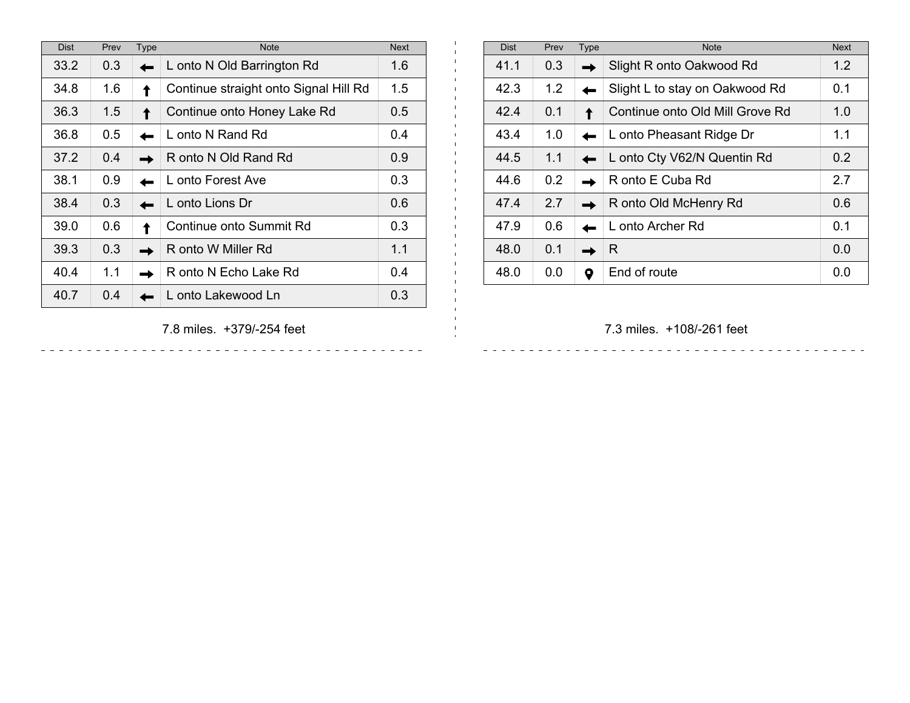| Dist | Prev | Type | Note | Next |
|---|---|---|---|---|
| 33.2 | 0.3 | ← | L onto N Old Barrington Rd | 1.6 |
| 34.8 | 1.6 | ↑ | Continue straight onto Signal Hill Rd | 1.5 |
| 36.3 | 1.5 | ↑ | Continue onto Honey Lake Rd | 0.5 |
| 36.8 | 0.5 | ← | L onto N Rand Rd | 0.4 |
| 37.2 | 0.4 | → | R onto N Old Rand Rd | 0.9 |
| 38.1 | 0.9 | ← | L onto Forest Ave | 0.3 |
| 38.4 | 0.3 | ← | L onto Lions Dr | 0.6 |
| 39.0 | 0.6 | ↑ | Continue onto Summit Rd | 0.3 |
| 39.3 | 0.3 | → | R onto W Miller Rd | 1.1 |
| 40.4 | 1.1 | → | R onto N Echo Lake Rd | 0.4 |
| 40.7 | 0.4 | ← | L onto Lakewood Ln | 0.3 |

7.8 miles. +379/-254 feet

| Dist | Prev | Type | Note | Next |
|---|---|---|---|---|
| 41.1 | 0.3 | → | Slight R onto Oakwood Rd | 1.2 |
| 42.3 | 1.2 | ← | Slight L to stay on Oakwood Rd | 0.1 |
| 42.4 | 0.1 | ↑ | Continue onto Old Mill Grove Rd | 1.0 |
| 43.4 | 1.0 | ← | L onto Pheasant Ridge Dr | 1.1 |
| 44.5 | 1.1 | ← | L onto Cty V62/N Quentin Rd | 0.2 |
| 44.6 | 0.2 | → | R onto E Cuba Rd | 2.7 |
| 47.4 | 2.7 | → | R onto Old McHenry Rd | 0.6 |
| 47.9 | 0.6 | ← | L onto Archer Rd | 0.1 |
| 48.0 | 0.1 | → | R | 0.0 |
| 48.0 | 0.0 | ⚲ | End of route | 0.0 |

7.3 miles. +108/-261 feet